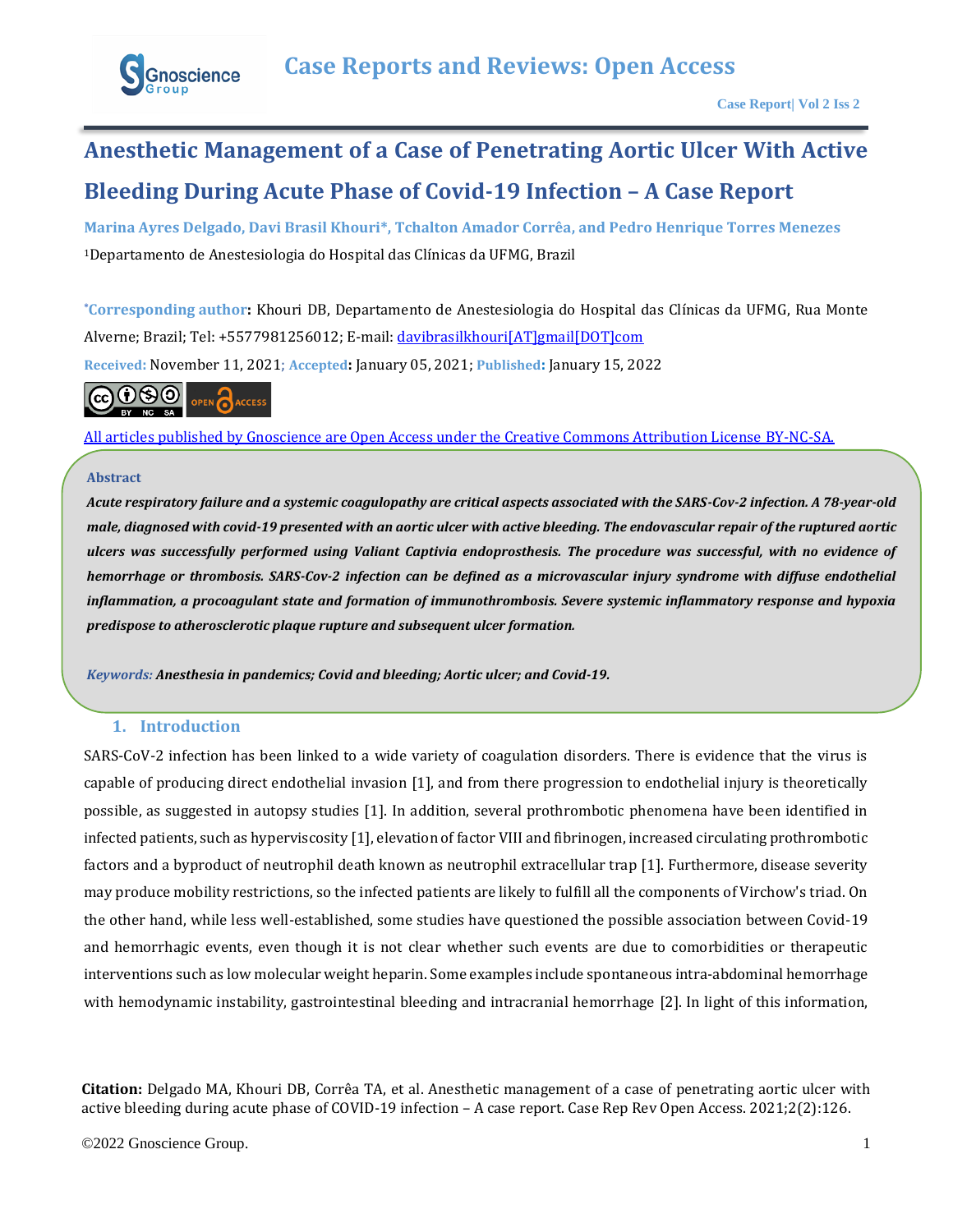# Anesthetic Management of a Case of Penetrating Aortic Ulcer With Active Bleeding During Acute Phase of Covid-19 Infection – A Case Report

**Marina Ayres Delgado, Davi Brasil Khouri\*, Tchalton Amador Corrêa, and Pedro Henrique Torres Menezes**

[1]Departamento de Anestesiologia do Hospital das Clínicas da UFMG, Brazil

**\*Corresponding author:** Khouri DB, Departamento de Anestesiologia do Hospital das Clínicas da UFMG, Rua Monte Alverne; Brazil; Tel: +5577981256012; E-mail: davibrasilkhouri[AT]gmail[DOT]com

**Received:** November 11, 2021; **Accepted:** January 05, 2021; **Published:** January 15, 2022

All articles published by Gnoscience are Open Access under the Creative Commons Attribution License BY-NC-SA.

**Abstract**

***Acute respiratory failure and a systemic coagulopathy are critical aspects associated with the SARS-Cov-2 infection. A 78-year-old male, diagnosed with covid-19 presented with an aortic ulcer with active bleeding. The endovascular repair of the ruptured aortic ulcers was successfully performed using Valiant Captivia endoprosthesis. The procedure was successful, with no evidence of hemorrhage or thrombosis. SARS-Cov-2 infection can be defined as a microvascular injury syndrome with diffuse endothelial inflammation, a procoagulant state and formation of immunothrombosis. Severe systemic inflammatory response and hypoxia predispose to atherosclerotic plaque rupture and subsequent ulcer formation.***

***Keywords:*** ***Anesthesia in pandemics; Covid and bleeding; Aortic ulcer; and Covid-19.***

## 1. Introduction

SARS-CoV-2 infection has been linked to a wide variety of coagulation disorders. There is evidence that the virus is capable of producing direct endothelial invasion [1], and from there progression to endothelial injury is theoretically possible, as suggested in autopsy studies [1]. In addition, several prothrombotic phenomena have been identified in infected patients, such as hyperviscosity [1], elevation of factor VIII and fibrinogen, increased circulating prothrombotic factors and a byproduct of neutrophil death known as neutrophil extracellular trap [1]. Furthermore, disease severity may produce mobility restrictions, so the infected patients are likely to fulfill all the components of Virchow's triad. On the other hand, while less well-established, some studies have questioned the possible association between Covid-19 and hemorrhagic events, even though it is not clear whether such events are due to comorbidities or therapeutic interventions such as low molecular weight heparin. Some examples include spontaneous intra-abdominal hemorrhage with hemodynamic instability, gastrointestinal bleeding and intracranial hemorrhage [2]. In light of this information,

**Citation:** Delgado MA, Khouri DB, Corrêa TA, et al. Anesthetic management of a case of penetrating aortic ulcer with active bleeding during acute phase of COVID-19 infection – A case report. Case Rep Rev Open Access. 2021;2(2):126.

©2022 Gnoscience Group.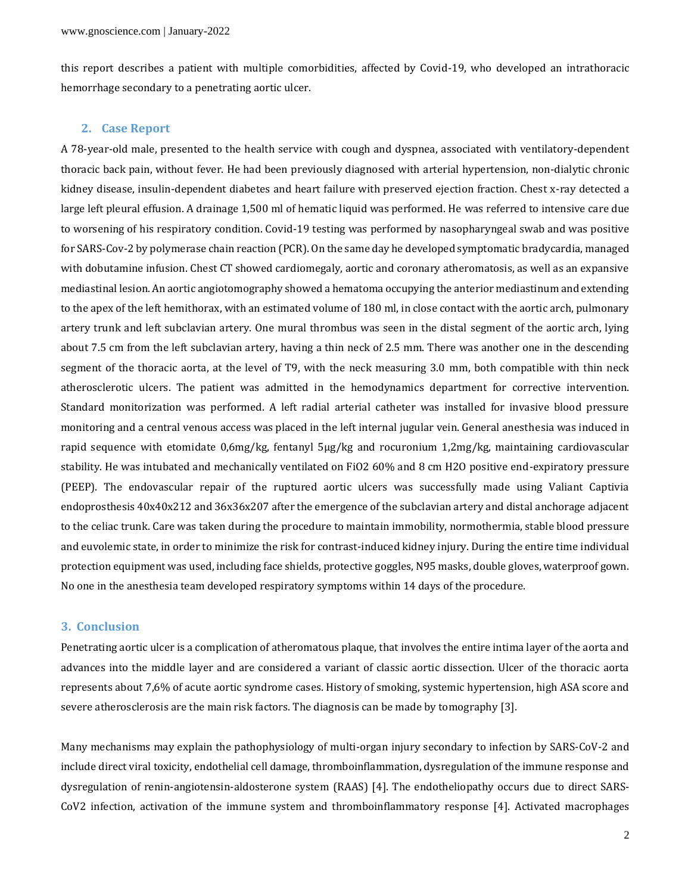this report describes a patient with multiple comorbidities, affected by Covid-19, who developed an intrathoracic hemorrhage secondary to a penetrating aortic ulcer.

## 2. Case Report

A 78-year-old male, presented to the health service with cough and dyspnea, associated with ventilatory-dependent thoracic back pain, without fever. He had been previously diagnosed with arterial hypertension, non-dialytic chronic kidney disease, insulin-dependent diabetes and heart failure with preserved ejection fraction. Chest x-ray detected a large left pleural effusion. A drainage 1,500 ml of hematic liquid was performed. He was referred to intensive care due to worsening of his respiratory condition. Covid-19 testing was performed by nasopharyngeal swab and was positive for SARS-Cov-2 by polymerase chain reaction (PCR). On the same day he developed symptomatic bradycardia, managed with dobutamine infusion. Chest CT showed cardiomegaly, aortic and coronary atheromatosis, as well as an expansive mediastinal lesion. An aortic angiotomography showed a hematoma occupying the anterior mediastinum and extending to the apex of the left hemithorax, with an estimated volume of 180 ml, in close contact with the aortic arch, pulmonary artery trunk and left subclavian artery. One mural thrombus was seen in the distal segment of the aortic arch, lying about 7.5 cm from the left subclavian artery, having a thin neck of 2.5 mm. There was another one in the descending segment of the thoracic aorta, at the level of T9, with the neck measuring 3.0 mm, both compatible with thin neck atherosclerotic ulcers. The patient was admitted in the hemodynamics department for corrective intervention. Standard monitorization was performed. A left radial arterial catheter was installed for invasive blood pressure monitoring and a central venous access was placed in the left internal jugular vein. General anesthesia was induced in rapid sequence with etomidate 0,6mg/kg, fentanyl 5µg/kg and rocuronium 1,2mg/kg, maintaining cardiovascular stability. He was intubated and mechanically ventilated on FiO2 60% and 8 cm H2O positive end-expiratory pressure (PEEP). The endovascular repair of the ruptured aortic ulcers was successfully made using Valiant Captivia endoprosthesis 40x40x212 and 36x36x207 after the emergence of the subclavian artery and distal anchorage adjacent to the celiac trunk. Care was taken during the procedure to maintain immobility, normothermia, stable blood pressure and euvolemic state, in order to minimize the risk for contrast-induced kidney injury. During the entire time individual protection equipment was used, including face shields, protective goggles, N95 masks, double gloves, waterproof gown. No one in the anesthesia team developed respiratory symptoms within 14 days of the procedure.

## 3. Conclusion

Penetrating aortic ulcer is a complication of atheromatous plaque, that involves the entire intima layer of the aorta and advances into the middle layer and are considered a variant of classic aortic dissection. Ulcer of the thoracic aorta represents about 7,6% of acute aortic syndrome cases. History of smoking, systemic hypertension, high ASA score and severe atherosclerosis are the main risk factors. The diagnosis can be made by tomography [3].

Many mechanisms may explain the pathophysiology of multi-organ injury secondary to infection by SARS-CoV-2 and include direct viral toxicity, endothelial cell damage, thromboinflammation, dysregulation of the immune response and dysregulation of renin-angiotensin-aldosterone system (RAAS) [4]. The endotheliopathy occurs due to direct SARS-CoV2 infection, activation of the immune system and thromboinflammatory response [4]. Activated macrophages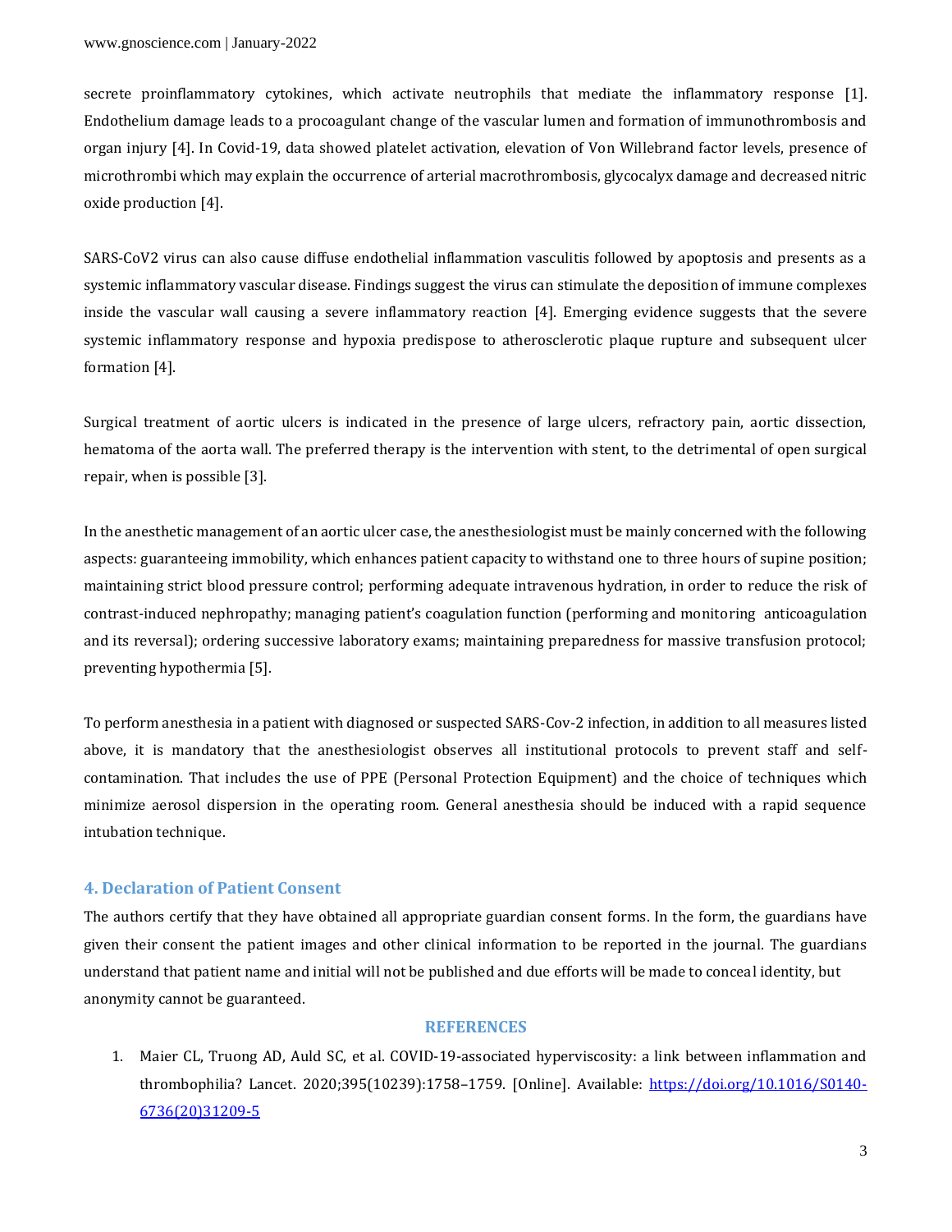secrete proinflammatory cytokines, which activate neutrophils that mediate the inflammatory response [1]. Endothelium damage leads to a procoagulant change of the vascular lumen and formation of immunothrombosis and organ injury [4]. In Covid-19, data showed platelet activation, elevation of Von Willebrand factor levels, presence of microthrombi which may explain the occurrence of arterial macrothrombosis, glycocalyx damage and decreased nitric oxide production [4].

SARS-CoV2 virus can also cause diffuse endothelial inflammation vasculitis followed by apoptosis and presents as a systemic inflammatory vascular disease. Findings suggest the virus can stimulate the deposition of immune complexes inside the vascular wall causing a severe inflammatory reaction [4]. Emerging evidence suggests that the severe systemic inflammatory response and hypoxia predispose to atherosclerotic plaque rupture and subsequent ulcer formation [4].

Surgical treatment of aortic ulcers is indicated in the presence of large ulcers, refractory pain, aortic dissection, hematoma of the aorta wall. The preferred therapy is the intervention with stent, to the detrimental of open surgical repair, when is possible [3].

In the anesthetic management of an aortic ulcer case, the anesthesiologist must be mainly concerned with the following aspects: guaranteeing immobility, which enhances patient capacity to withstand one to three hours of supine position; maintaining strict blood pressure control; performing adequate intravenous hydration, in order to reduce the risk of contrast-induced nephropathy; managing patient's coagulation function (performing and monitoring anticoagulation and its reversal); ordering successive laboratory exams; maintaining preparedness for massive transfusion protocol; preventing hypothermia [5].

To perform anesthesia in a patient with diagnosed or suspected SARS-Cov-2 infection, in addition to all measures listed above, it is mandatory that the anesthesiologist observes all institutional protocols to prevent staff and self-contamination. That includes the use of PPE (Personal Protection Equipment) and the choice of techniques which minimize aerosol dispersion in the operating room. General anesthesia should be induced with a rapid sequence intubation technique.

## 4. Declaration of Patient Consent

The authors certify that they have obtained all appropriate guardian consent forms. In the form, the guardians have given their consent the patient images and other clinical information to be reported in the journal. The guardians understand that patient name and initial will not be published and due efforts will be made to conceal identity, but anonymity cannot be guaranteed.

## REFERENCES

1. Maier CL, Truong AD, Auld SC, et al. COVID-19-associated hyperviscosity: a link between inflammation and thrombophilia? Lancet. 2020;395(10239):1758–1759. [Online]. Available: https://doi.org/10.1016/S0140-6736(20)31209-5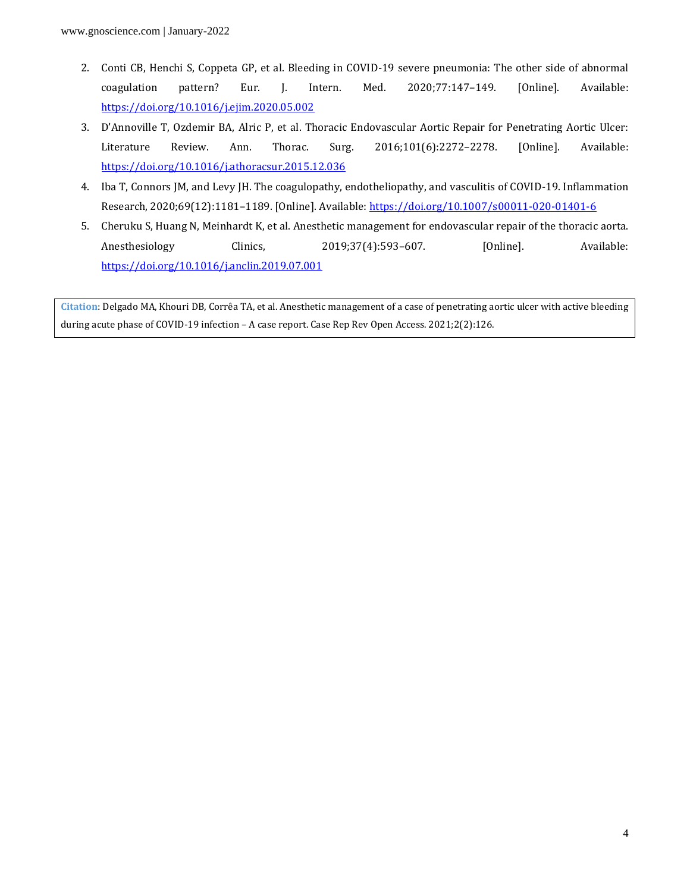2. Conti CB, Henchi S, Coppeta GP, et al. Bleeding in COVID-19 severe pneumonia: The other side of abnormal coagulation pattern? Eur. J. Intern. Med. 2020;77:147–149. [Online]. Available: https://doi.org/10.1016/j.ejim.2020.05.002
3. D'Annoville T, Ozdemir BA, Alric P, et al. Thoracic Endovascular Aortic Repair for Penetrating Aortic Ulcer: Literature Review. Ann. Thorac. Surg. 2016;101(6):2272–2278. [Online]. Available: https://doi.org/10.1016/j.athoracsur.2015.12.036
4. Iba T, Connors JM, and Levy JH. The coagulopathy, endotheliopathy, and vasculitis of COVID-19. Inflammation Research, 2020;69(12):1181–1189. [Online]. Available: https://doi.org/10.1007/s00011-020-01401-6
5. Cheruku S, Huang N, Meinhardt K, et al. Anesthetic management for endovascular repair of the thoracic aorta. Anesthesiology Clinics, 2019;37(4):593–607. [Online]. Available: https://doi.org/10.1016/j.anclin.2019.07.001

**Citation**: Delgado MA, Khouri DB, Corrêa TA, et al. Anesthetic management of a case of penetrating aortic ulcer with active bleeding during acute phase of COVID-19 infection – A case report. Case Rep Rev Open Access. 2021;2(2):126.